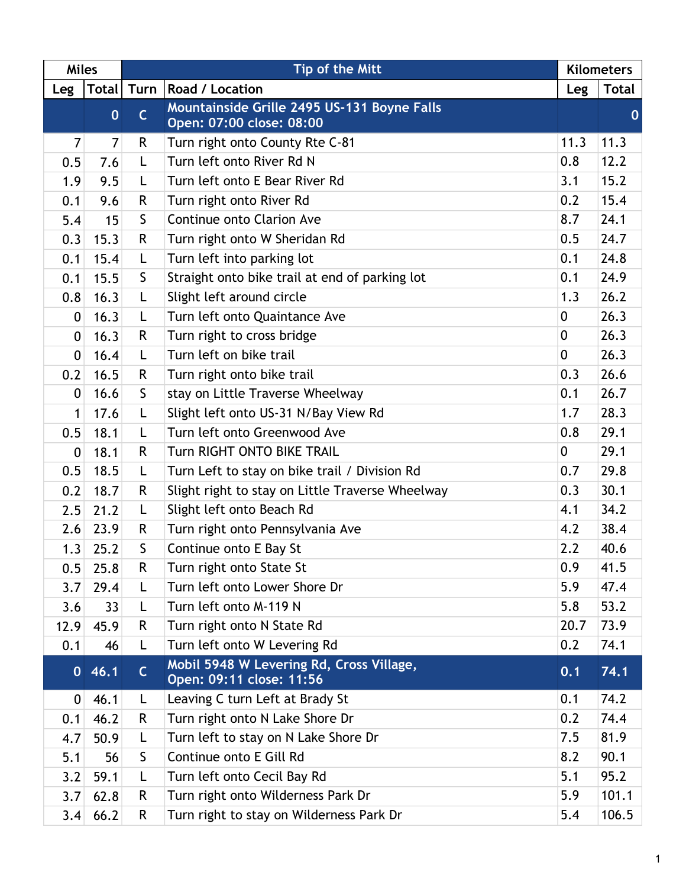| Miles | | | Tip of the Mitt | Kilometers | |
|---|---|---|---|---|---|
| Leg | Total | Turn | Road / Location | Leg | Total |
| | 0 | C | Mountainside Grille 2495 US-131 Boyne Falls Open: 07:00 close: 08:00 | | 0 |
| 7 | 7 | R | Turn right onto County Rte C-81 | 11.3 | 11.3 |
| 0.5 | 7.6 | L | Turn left onto River Rd N | 0.8 | 12.2 |
| 1.9 | 9.5 | L | Turn left onto E Bear River Rd | 3.1 | 15.2 |
| 0.1 | 9.6 | R | Turn right onto River Rd | 0.2 | 15.4 |
| 5.4 | 15 | S | Continue onto Clarion Ave | 8.7 | 24.1 |
| 0.3 | 15.3 | R | Turn right onto W Sheridan Rd | 0.5 | 24.7 |
| 0.1 | 15.4 | L | Turn left into parking lot | 0.1 | 24.8 |
| 0.1 | 15.5 | S | Straight onto bike trail at end of parking lot | 0.1 | 24.9 |
| 0.8 | 16.3 | L | Slight left around circle | 1.3 | 26.2 |
| 0 | 16.3 | L | Turn left onto Quaintance Ave | 0 | 26.3 |
| 0 | 16.3 | R | Turn right to cross bridge | 0 | 26.3 |
| 0 | 16.4 | L | Turn left on bike trail | 0 | 26.3 |
| 0.2 | 16.5 | R | Turn right onto bike trail | 0.3 | 26.6 |
| 0 | 16.6 | S | stay on Little Traverse Wheelway | 0.1 | 26.7 |
| 1 | 17.6 | L | Slight left onto US-31 N/Bay View Rd | 1.7 | 28.3 |
| 0.5 | 18.1 | L | Turn left onto Greenwood Ave | 0.8 | 29.1 |
| 0 | 18.1 | R | Turn RIGHT ONTO BIKE TRAIL | 0 | 29.1 |
| 0.5 | 18.5 | L | Turn Left to stay on bike trail / Division Rd | 0.7 | 29.8 |
| 0.2 | 18.7 | R | Slight right to stay on Little Traverse Wheelway | 0.3 | 30.1 |
| 2.5 | 21.2 | L | Slight left onto Beach Rd | 4.1 | 34.2 |
| 2.6 | 23.9 | R | Turn right onto Pennsylvania Ave | 4.2 | 38.4 |
| 1.3 | 25.2 | S | Continue onto E Bay St | 2.2 | 40.6 |
| 0.5 | 25.8 | R | Turn right onto State St | 0.9 | 41.5 |
| 3.7 | 29.4 | L | Turn left onto Lower Shore Dr | 5.9 | 47.4 |
| 3.6 | 33 | L | Turn left onto M-119 N | 5.8 | 53.2 |
| 12.9 | 45.9 | R | Turn right onto N State Rd | 20.7 | 73.9 |
| 0.1 | 46 | L | Turn left onto W Levering Rd | 0.2 | 74.1 |
| 0 | 46.1 | C | Mobil 5948 W Levering Rd, Cross Village, Open: 09:11 close: 11:56 | 0.1 | 74.1 |
| 0 | 46.1 | L | Leaving C turn Left at Brady St | 0.1 | 74.2 |
| 0.1 | 46.2 | R | Turn right onto N Lake Shore Dr | 0.2 | 74.4 |
| 4.7 | 50.9 | L | Turn left to stay on N Lake Shore Dr | 7.5 | 81.9 |
| 5.1 | 56 | S | Continue onto E Gill Rd | 8.2 | 90.1 |
| 3.2 | 59.1 | L | Turn left onto Cecil Bay Rd | 5.1 | 95.2 |
| 3.7 | 62.8 | R | Turn right onto Wilderness Park Dr | 5.9 | 101.1 |
| 3.4 | 66.2 | R | Turn right to stay on Wilderness Park Dr | 5.4 | 106.5 |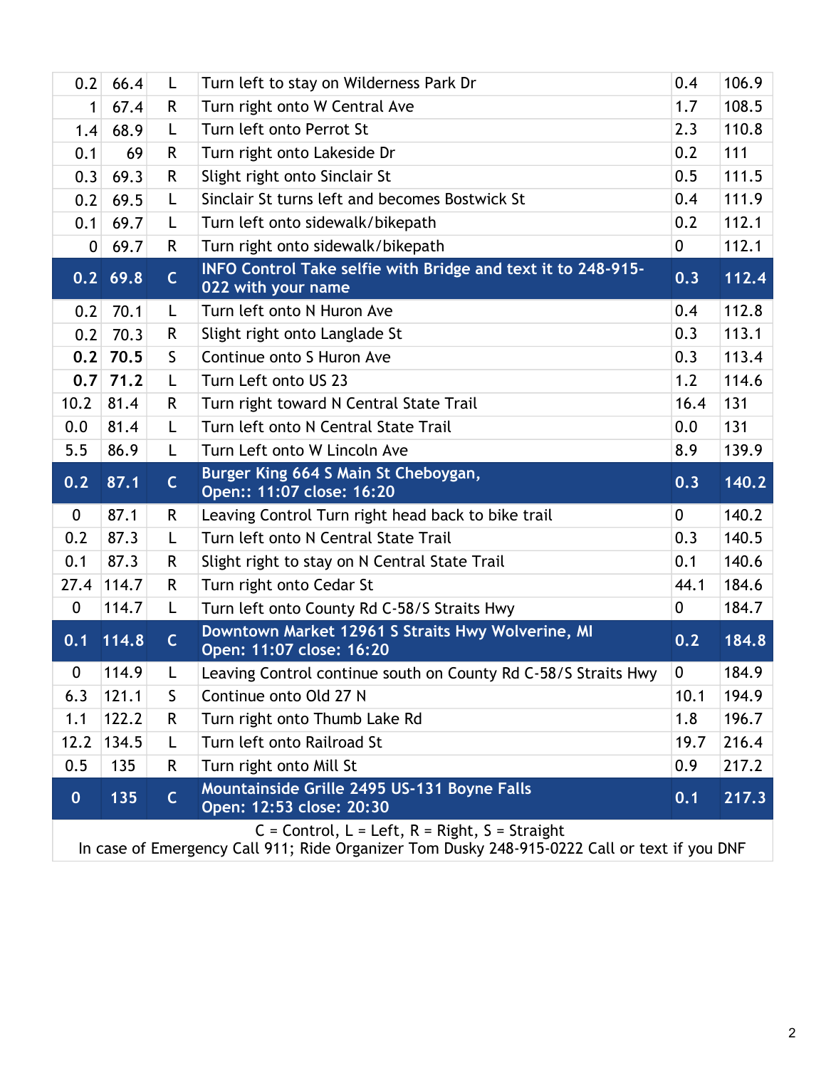| | | | | | |
|---|---|---|---|---|---|
| 0.2 | 66.4 | L | Turn left to stay on Wilderness Park Dr | 0.4 | 106.9 |
| 1 | 67.4 | R | Turn right onto W Central Ave | 1.7 | 108.5 |
| 1.4 | 68.9 | L | Turn left onto Perrot St | 2.3 | 110.8 |
| 0.1 | 69 | R | Turn right onto Lakeside Dr | 0.2 | 111 |
| 0.3 | 69.3 | R | Slight right onto Sinclair St | 0.5 | 111.5 |
| 0.2 | 69.5 | L | Sinclair St turns left and becomes Bostwick St | 0.4 | 111.9 |
| 0.1 | 69.7 | L | Turn left onto sidewalk/bikepath | 0.2 | 112.1 |
| 0 | 69.7 | R | Turn right onto sidewalk/bikepath | 0 | 112.1 |
| **0.2** | **69.8** | **C** | **INFO Control Take selfie with Bridge and text it to 248-915-022 with your name** | **0.3** | **112.4** |
| 0.2 | 70.1 | L | Turn left onto N Huron Ave | 0.4 | 112.8 |
| 0.2 | 70.3 | R | Slight right onto Langlade St | 0.3 | 113.1 |
| **0.2** | **70.5** | S | Continue onto S Huron Ave | 0.3 | 113.4 |
| **0.7** | **71.2** | L | Turn Left onto US 23 | 1.2 | 114.6 |
| 10.2 | 81.4 | R | Turn right toward N Central State Trail | 16.4 | 131 |
| 0.0 | 81.4 | L | Turn left onto N Central State Trail | 0.0 | 131 |
| 5.5 | 86.9 | L | Turn Left onto W Lincoln Ave | 8.9 | 139.9 |
| **0.2** | **87.1** | **C** | **Burger King 664 S Main St Cheboygan, Open:: 11:07 close: 16:20** | **0.3** | **140.2** |
| 0 | 87.1 | R | Leaving Control Turn right head back to bike trail | 0 | 140.2 |
| 0.2 | 87.3 | L | Turn left onto N Central State Trail | 0.3 | 140.5 |
| 0.1 | 87.3 | R | Slight right to stay on N Central State Trail | 0.1 | 140.6 |
| 27.4 | 114.7 | R | Turn right onto Cedar St | 44.1 | 184.6 |
| 0 | 114.7 | L | Turn left onto County Rd C-58/S Straits Hwy | 0 | 184.7 |
| **0.1** | **114.8** | **C** | **Downtown Market 12961 S Straits Hwy Wolverine, MI Open: 11:07 close: 16:20** | **0.2** | **184.8** |
| 0 | 114.9 | L | Leaving Control continue south on County Rd C-58/S Straits Hwy | 0 | 184.9 |
| 6.3 | 121.1 | S | Continue onto Old 27 N | 10.1 | 194.9 |
| 1.1 | 122.2 | R | Turn right onto Thumb Lake Rd | 1.8 | 196.7 |
| 12.2 | 134.5 | L | Turn left onto Railroad St | 19.7 | 216.4 |
| 0.5 | 135 | R | Turn right onto Mill St | 0.9 | 217.2 |
| **0** | **135** | **C** | **Mountainside Grille 2495 US-131 Boyne Falls Open: 12:53 close: 20:30** | **0.1** | **217.3** |

C = Control, L = Left, R = Right, S = Straight
In case of Emergency Call 911; Ride Organizer Tom Dusky 248-915-0222 Call or text if you DNF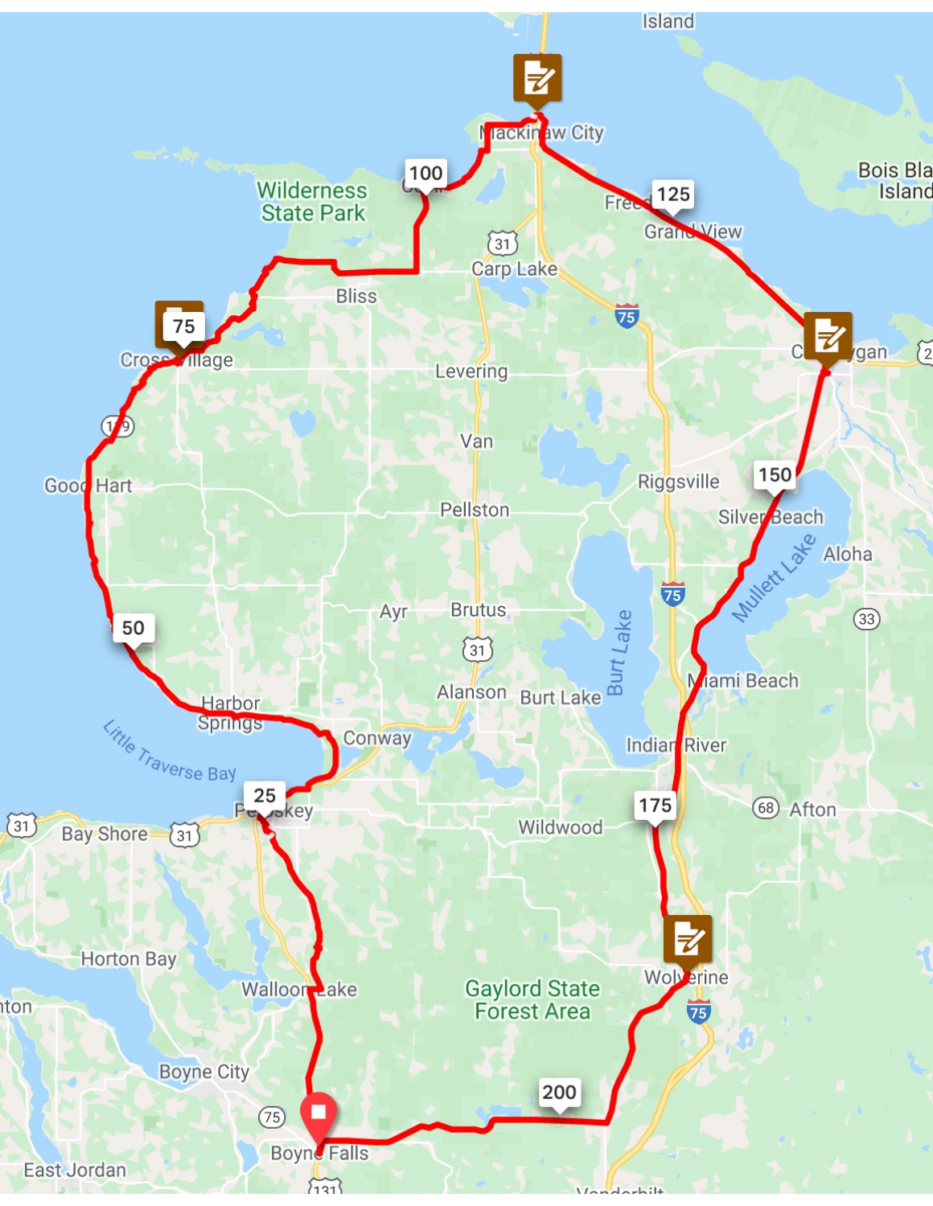Island

Mackinaw City

100

125

Bois Blanc Island

Wilderness State Park

Freedom

Grand View

31

Carp Lake

75

Bliss

75

Cross Village

Cheboygan

Levering

119

Van

Good Hart

Riggsville

150

Pellston

Silver Beach

Aloha

Mullett Lake

75

50

Ayr

Brutus

33

31

Alanson

Burt Lake

Burt Lake

Miami Beach

Harbor Springs

Little Traverse Bay

Conway

Indian River

25

Petoskey

175

68

Afton

31

Bay Shore

31

Wildwood

Wolverine

Horton Bay

Walloon Lake

Gaylord State Forest Area

75

Boyne City

200

75

Boyne Falls

East Jordan

131

Vanderbilt